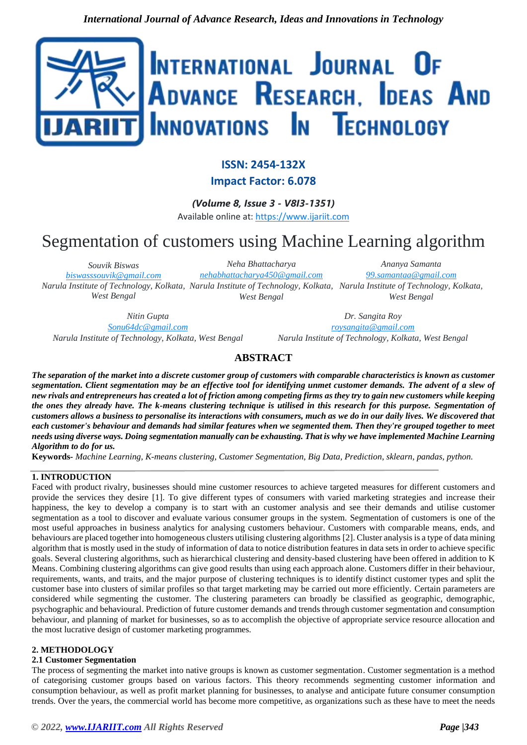**ISSN: 2454-132X**
**Impact Factor: 6.078**

*(Volume 8, Issue 3 - V8I3-1351)*
Available online at: https://www.ijariit.com

# Segmentation of customers using Machine Learning algorithm

*Souvik Biswas*
*biswasssouvik@gmail.com*
*Narula Institute of Technology, Kolkata, West Bengal*

*Neha Bhattacharya*
*nehabhattacharya450@gmail.com*
*Narula Institute of Technology, Kolkata, West Bengal*

*Ananya Samanta*
*99.samantaa@gmail.com*
*Narula Institute of Technology, Kolkata, West Bengal*

*Nitin Gupta*
*Sonu64dc@gmail.com*
*Narula Institute of Technology, Kolkata, West Bengal*

*Dr. Sangita Roy*
*roysangita@gmail.com*
*Narula Institute of Technology, Kolkata, West Bengal*

## ABSTRACT

***The separation of the market into a discrete customer group of customers with comparable characteristics is known as customer segmentation. Client segmentation may be an effective tool for identifying unmet customer demands. The advent of a slew of new rivals and entrepreneurs has created a lot of friction among competing firms as they try to gain new customers while keeping the ones they already have. The k-means clustering technique is utilised in this research for this purpose. Segmentation of customers allows a business to personalise its interactions with consumers, much as we do in our daily lives. We discovered that each customer's behaviour and demands had similar features when we segmented them. Then they're grouped together to meet needs using diverse ways. Doing segmentation manually can be exhausting. That is why we have implemented Machine Learning Algorithm to do for us.***

**Keywords-** *Machine Learning, K-means clustering, Customer Segmentation, Big Data, Prediction, sklearn, pandas, python.*

## 1. INTRODUCTION

Faced with product rivalry, businesses should mine customer resources to achieve targeted measures for different customers and provide the services they desire [1]. To give different types of consumers with varied marketing strategies and increase their happiness, the key to develop a company is to start with an customer analysis and see their demands and utilise customer segmentation as a tool to discover and evaluate various consumer groups in the system. Segmentation of customers is one of the most useful approaches in business analytics for analysing customers behaviour. Customers with comparable means, ends, and behaviours are placed together into homogeneous clusters utilising clustering algorithms [2]. Cluster analysis is a type of data mining algorithm that is mostly used in the study of information of data to notice distribution features in data sets in order to achieve specific goals. Several clustering algorithms, such as hierarchical clustering and density-based clustering have been offered in addition to K Means. Combining clustering algorithms can give good results than using each approach alone. Customers differ in their behaviour, requirements, wants, and traits, and the major purpose of clustering techniques is to identify distinct customer types and split the customer base into clusters of similar profiles so that target marketing may be carried out more efficiently. Certain parameters are considered while segmenting the customer. The clustering parameters can broadly be classified as geographic, demographic, psychographic and behavioural. Prediction of future customer demands and trends through customer segmentation and consumption behaviour, and planning of market for businesses, so as to accomplish the objective of appropriate service resource allocation and the most lucrative design of customer marketing programmes.

## 2. METHODOLOGY

### 2.1 Customer Segmentation

The process of segmenting the market into native groups is known as customer segmentation. Customer segmentation is a method of categorising customer groups based on various factors. This theory recommends segmenting customer information and consumption behaviour, as well as profit market planning for businesses, to analyse and anticipate future consumer consumption trends. Over the years, the commercial world has become more competitive, as organizations such as these have to meet the needs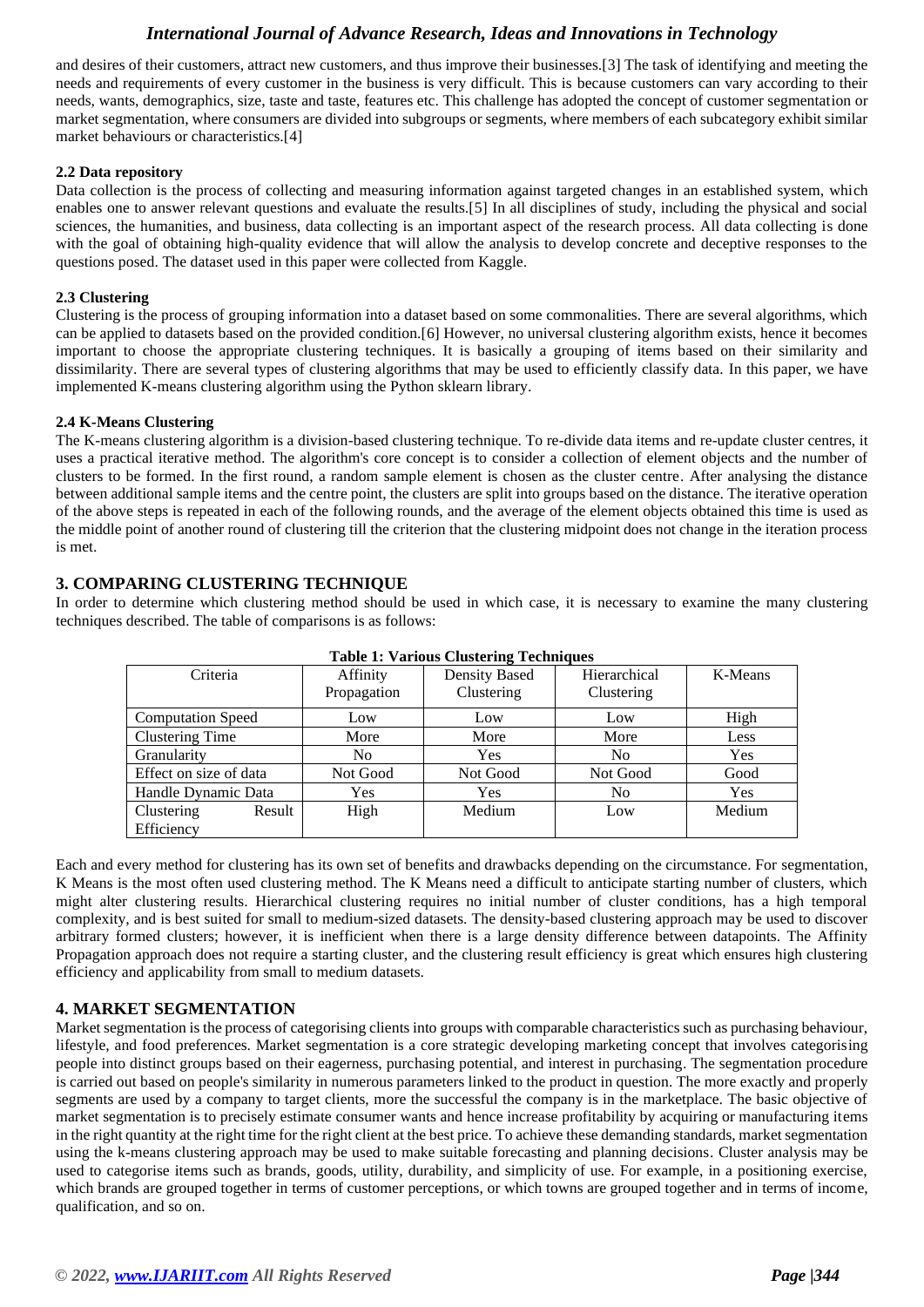and desires of their customers, attract new customers, and thus improve their businesses.[3] The task of identifying and meeting the needs and requirements of every customer in the business is very difficult. This is because customers can vary according to their needs, wants, demographics, size, taste and taste, features etc. This challenge has adopted the concept of customer segmentation or market segmentation, where consumers are divided into subgroups or segments, where members of each subcategory exhibit similar market behaviours or characteristics.[4]

### 2.2 Data repository

Data collection is the process of collecting and measuring information against targeted changes in an established system, which enables one to answer relevant questions and evaluate the results.[5] In all disciplines of study, including the physical and social sciences, the humanities, and business, data collecting is an important aspect of the research process. All data collecting is done with the goal of obtaining high-quality evidence that will allow the analysis to develop concrete and deceptive responses to the questions posed. The dataset used in this paper were collected from Kaggle.

### 2.3 Clustering

Clustering is the process of grouping information into a dataset based on some commonalities. There are several algorithms, which can be applied to datasets based on the provided condition.[6] However, no universal clustering algorithm exists, hence it becomes important to choose the appropriate clustering techniques. It is basically a grouping of items based on their similarity and dissimilarity. There are several types of clustering algorithms that may be used to efficiently classify data. In this paper, we have implemented K-means clustering algorithm using the Python sklearn library.

### 2.4 K-Means Clustering

The K-means clustering algorithm is a division-based clustering technique. To re-divide data items and re-update cluster centres, it uses a practical iterative method. The algorithm's core concept is to consider a collection of element objects and the number of clusters to be formed. In the first round, a random sample element is chosen as the cluster centre. After analysing the distance between additional sample items and the centre point, the clusters are split into groups based on the distance. The iterative operation of the above steps is repeated in each of the following rounds, and the average of the element objects obtained this time is used as the middle point of another round of clustering till the criterion that the clustering midpoint does not change in the iteration process is met.

## 3. COMPARING CLUSTERING TECHNIQUE

In order to determine which clustering method should be used in which case, it is necessary to examine the many clustering techniques described. The table of comparisons is as follows:

**Table 1: Various Clustering Techniques**

| Criteria | Affinity Propagation | Density Based Clustering | Hierarchical Clustering | K-Means |
|---|---|---|---|---|
| Computation Speed | Low | Low | Low | High |
| Clustering Time | More | More | More | Less |
| Granularity | No | Yes | No | Yes |
| Effect on size of data | Not Good | Not Good | Not Good | Good |
| Handle Dynamic Data | Yes | Yes | No | Yes |
| Clustering Result Efficiency | High | Medium | Low | Medium |

Each and every method for clustering has its own set of benefits and drawbacks depending on the circumstance. For segmentation, K Means is the most often used clustering method. The K Means need a difficult to anticipate starting number of clusters, which might alter clustering results. Hierarchical clustering requires no initial number of cluster conditions, has a high temporal complexity, and is best suited for small to medium-sized datasets. The density-based clustering approach may be used to discover arbitrary formed clusters; however, it is inefficient when there is a large density difference between datapoints. The Affinity Propagation approach does not require a starting cluster, and the clustering result efficiency is great which ensures high clustering efficiency and applicability from small to medium datasets.

## 4. MARKET SEGMENTATION

Market segmentation is the process of categorising clients into groups with comparable characteristics such as purchasing behaviour, lifestyle, and food preferences. Market segmentation is a core strategic developing marketing concept that involves categorising people into distinct groups based on their eagerness, purchasing potential, and interest in purchasing. The segmentation procedure is carried out based on people's similarity in numerous parameters linked to the product in question. The more exactly and properly segments are used by a company to target clients, more the successful the company is in the marketplace. The basic objective of market segmentation is to precisely estimate consumer wants and hence increase profitability by acquiring or manufacturing items in the right quantity at the right time for the right client at the best price. To achieve these demanding standards, market segmentation using the k-means clustering approach may be used to make suitable forecasting and planning decisions. Cluster analysis may be used to categorise items such as brands, goods, utility, durability, and simplicity of use. For example, in a positioning exercise, which brands are grouped together in terms of customer perceptions, or which towns are grouped together and in terms of income, qualification, and so on.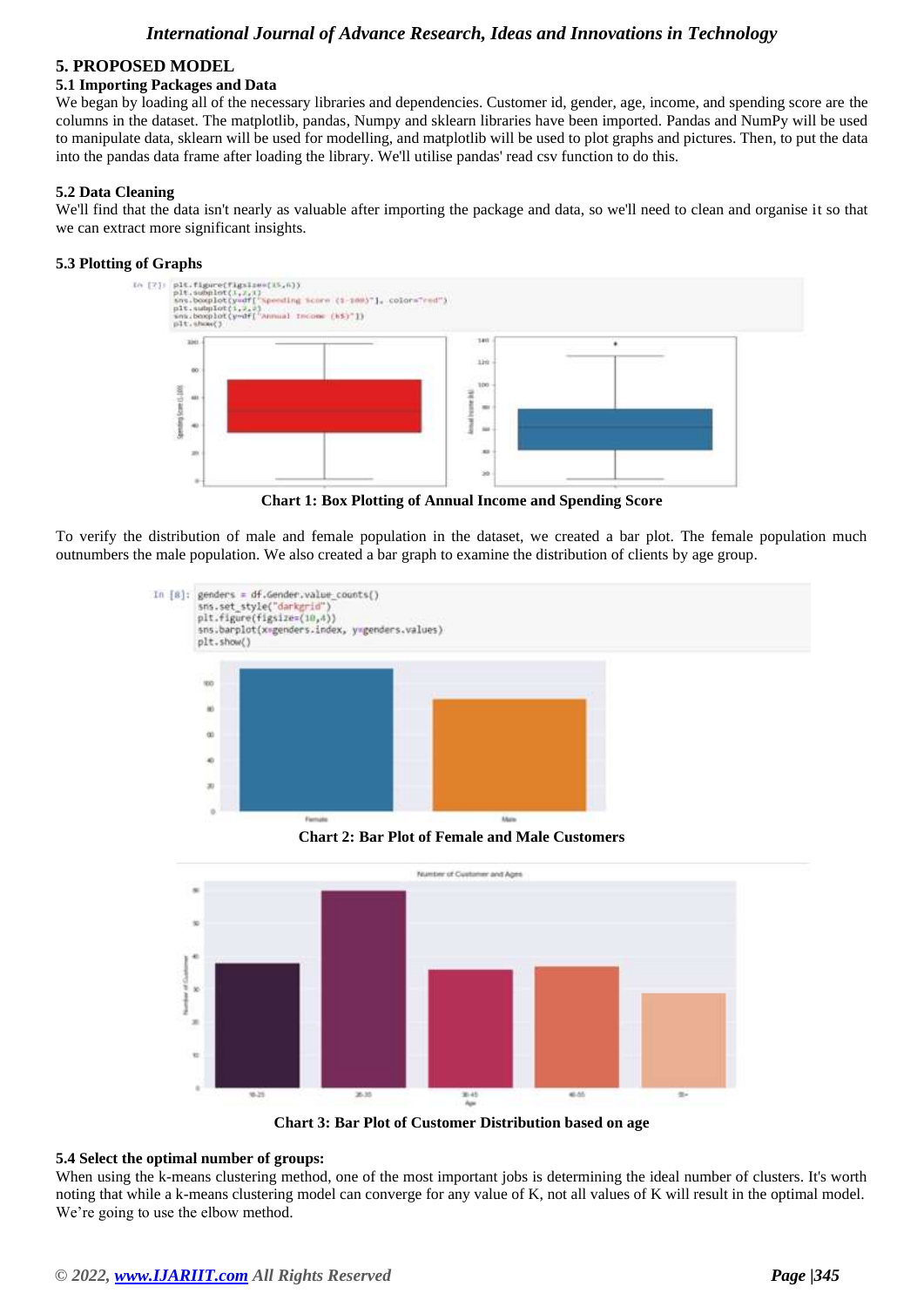## 5. PROPOSED MODEL

### 5.1 Importing Packages and Data

We began by loading all of the necessary libraries and dependencies. Customer id, gender, age, income, and spending score are the columns in the dataset. The matplotlib, pandas, Numpy and sklearn libraries have been imported. Pandas and NumPy will be used to manipulate data, sklearn will be used for modelling, and matplotlib will be used to plot graphs and pictures. Then, to put the data into the pandas data frame after loading the library. We'll utilise pandas' read csv function to do this.

### 5.2 Data Cleaning

We'll find that the data isn't nearly as valuable after importing the package and data, so we'll need to clean and organise it so that we can extract more significant insights.

### 5.3 Plotting of Graphs

```
In [7]: plt.figure(figsize=(15,6))
        plt.subplot(1,2,1)
        sns.boxplot(y=df["Spending Score (1-100)"], color="red")
        plt.subplot(1,2,2)
        sns.boxplot(y=df["Annual Income (k$)"])
        plt.show()
```

**Chart 1: Box Plotting of Annual Income and Spending Score**

To verify the distribution of male and female population in the dataset, we created a bar plot. The female population much outnumbers the male population. We also created a bar graph to examine the distribution of clients by age group.

```
In [8]: genders = df.Gender.value_counts()
        sns.set_style("darkgrid")
        plt.figure(figsize=(10,4))
        sns.barplot(x=genders.index, y=genders.values)
        plt.show()
```

**Chart 2: Bar Plot of Female and Male Customers**

**Chart 3: Bar Plot of Customer Distribution based on age**

### 5.4 Select the optimal number of groups:

When using the k-means clustering method, one of the most important jobs is determining the ideal number of clusters. It's worth noting that while a k-means clustering model can converge for any value of K, not all values of K will result in the optimal model. We're going to use the elbow method.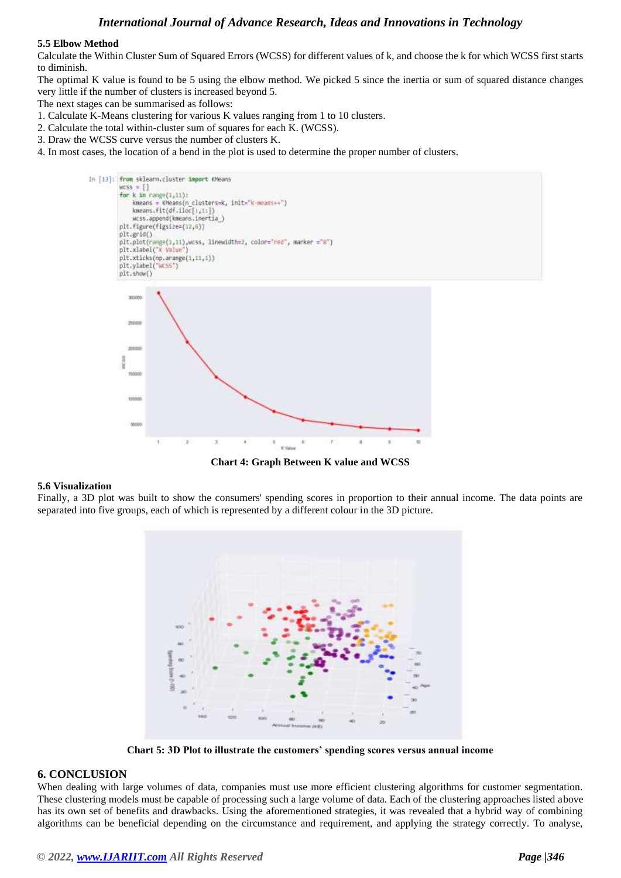### 5.5 Elbow Method

Calculate the Within Cluster Sum of Squared Errors (WCSS) for different values of k, and choose the k for which WCSS first starts to diminish.

The optimal K value is found to be 5 using the elbow method. We picked 5 since the inertia or sum of squared distance changes very little if the number of clusters is increased beyond 5.

The next stages can be summarised as follows:

1. Calculate K-Means clustering for various K values ranging from 1 to 10 clusters.
2. Calculate the total within-cluster sum of squares for each K. (WCSS).
3. Draw the WCSS curve versus the number of clusters K.
4. In most cases, the location of a bend in the plot is used to determine the proper number of clusters.

```
In [13]: from sklearn.cluster import KMeans
wcss = []
for k in range(1,11):
    kmeans = KMeans(n_clusters=k, init="k-means++")
    kmeans.fit(df.iloc[:,1:])
    wcss.append(kmeans.inertia_)
plt.figure(figsize=(12,6))
plt.grid()
plt.plot(range(1,11),wcss, linewidth=2, color="red", marker ="8")
plt.xlabel("K Value")
plt.xticks(np.arange(1,11,1))
plt.ylabel("WCSS")
plt.show()
```

**Chart 4: Graph Between K value and WCSS**

### 5.6 Visualization

Finally, a 3D plot was built to show the consumers' spending scores in proportion to their annual income. The data points are separated into five groups, each of which is represented by a different colour in the 3D picture.

**Chart 5: 3D Plot to illustrate the customers' spending scores versus annual income**

## 6. CONCLUSION

When dealing with large volumes of data, companies must use more efficient clustering algorithms for customer segmentation. These clustering models must be capable of processing such a large volume of data. Each of the clustering approaches listed above has its own set of benefits and drawbacks. Using the aforementioned strategies, it was revealed that a hybrid way of combining algorithms can be beneficial depending on the circumstance and requirement, and applying the strategy correctly. To analyse,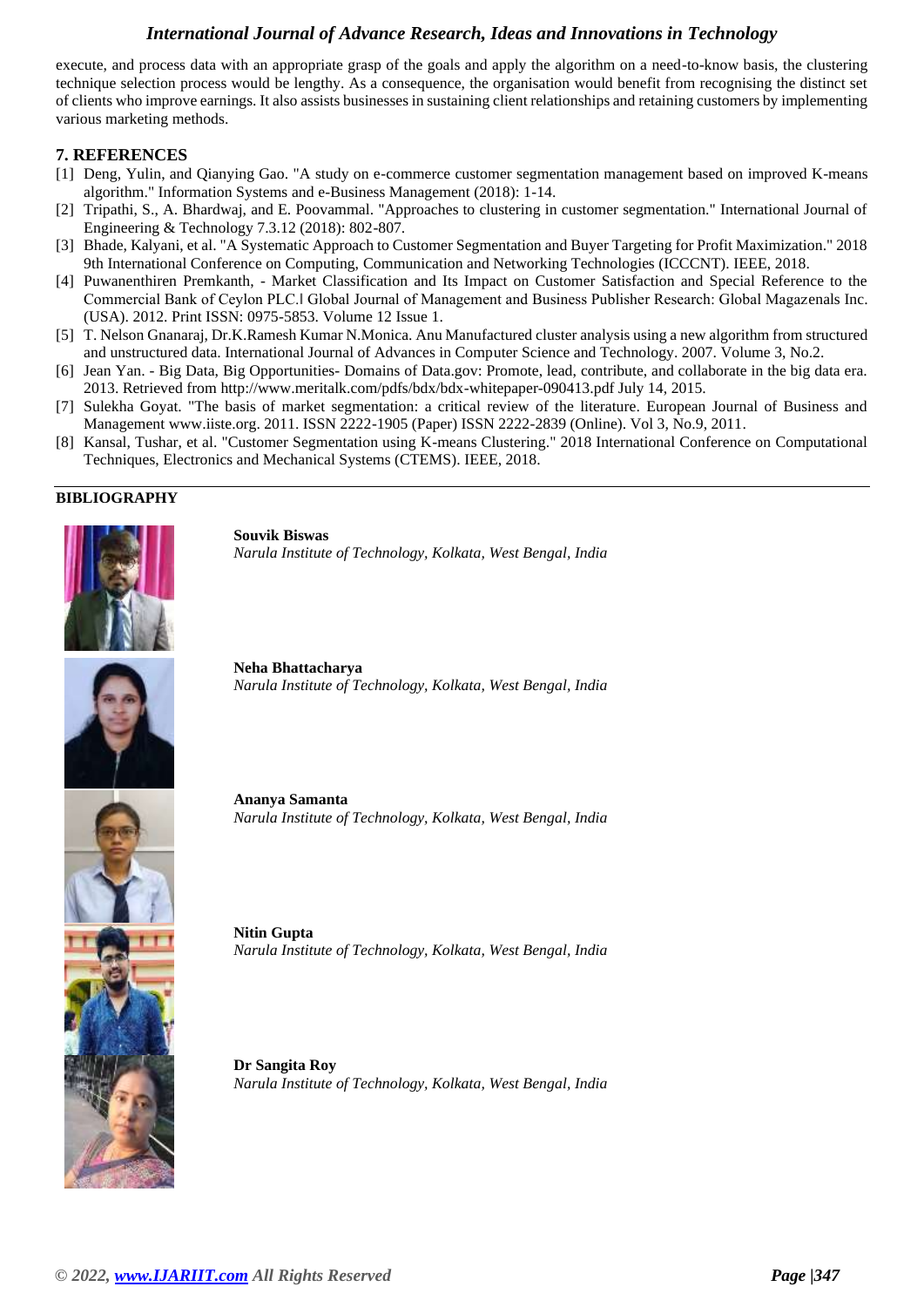execute, and process data with an appropriate grasp of the goals and apply the algorithm on a need-to-know basis, the clustering technique selection process would be lengthy. As a consequence, the organisation would benefit from recognising the distinct set of clients who improve earnings. It also assists businesses in sustaining client relationships and retaining customers by implementing various marketing methods.

## 7. REFERENCES

[1] Deng, Yulin, and Qianying Gao. "A study on e-commerce customer segmentation management based on improved K-means algorithm." Information Systems and e-Business Management (2018): 1-14.

[2] Tripathi, S., A. Bhardwaj, and E. Poovammal. "Approaches to clustering in customer segmentation." International Journal of Engineering & Technology 7.3.12 (2018): 802-807.

[3] Bhade, Kalyani, et al. "A Systematic Approach to Customer Segmentation and Buyer Targeting for Profit Maximization." 2018 9th International Conference on Computing, Communication and Networking Technologies (ICCCNT). IEEE, 2018.

[4] Puwanenthiren Premkanth, - Market Classification and Its Impact on Customer Satisfaction and Special Reference to the Commercial Bank of Ceylon PLC.‖ Global Journal of Management and Business Publisher Research: Global Magazenals Inc. (USA). 2012. Print ISSN: 0975-5853. Volume 12 Issue 1.

[5] T. Nelson Gnanaraj, Dr.K.Ramesh Kumar N.Monica. Anu Manufactured cluster analysis using a new algorithm from structured and unstructured data. International Journal of Advances in Computer Science and Technology. 2007. Volume 3, No.2.

[6] Jean Yan. - Big Data, Big Opportunities- Domains of Data.gov: Promote, lead, contribute, and collaborate in the big data era. 2013. Retrieved from http://www.meritalk.com/pdfs/bdx/bdx-whitepaper-090413.pdf July 14, 2015.

[7] Sulekha Goyat. "The basis of market segmentation: a critical review of the literature. European Journal of Business and Management www.iiste.org. 2011. ISSN 2222-1905 (Paper) ISSN 2222-2839 (Online). Vol 3, No.9, 2011.

[8] Kansal, Tushar, et al. "Customer Segmentation using K-means Clustering." 2018 International Conference on Computational Techniques, Electronics and Mechanical Systems (CTEMS). IEEE, 2018.

## BIBLIOGRAPHY

**Souvik Biswas**
*Narula Institute of Technology, Kolkata, West Bengal, India*

**Neha Bhattacharya**
*Narula Institute of Technology, Kolkata, West Bengal, India*

**Ananya Samanta**
*Narula Institute of Technology, Kolkata, West Bengal, India*

**Nitin Gupta**
*Narula Institute of Technology, Kolkata, West Bengal, India*

**Dr Sangita Roy**
*Narula Institute of Technology, Kolkata, West Bengal, India*